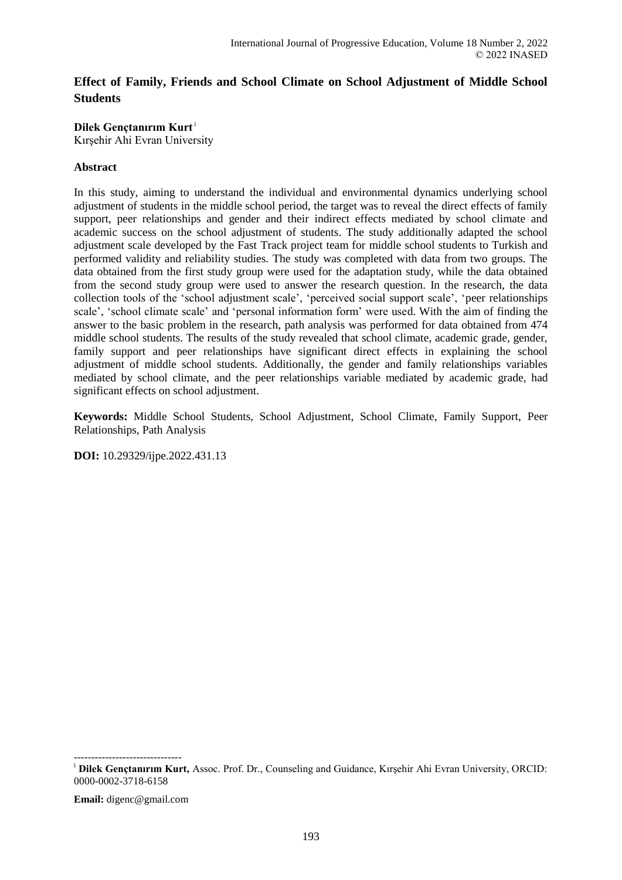# Effect of Family, Friends and School Climate on School Adjustment of Middle School Students

**Dilek Gençtanırım Kurt** [i]

Kırşehir Ahi Evran University

## Abstract

In this study, aiming to understand the individual and environmental dynamics underlying school adjustment of students in the middle school period, the target was to reveal the direct effects of family support, peer relationships and gender and their indirect effects mediated by school climate and academic success on the school adjustment of students. The study additionally adapted the school adjustment scale developed by the Fast Track project team for middle school students to Turkish and performed validity and reliability studies. The study was completed with data from two groups. The data obtained from the first study group were used for the adaptation study, while the data obtained from the second study group were used to answer the research question. In the research, the data collection tools of the 'school adjustment scale', 'perceived social support scale', 'peer relationships scale', 'school climate scale' and 'personal information form' were used. With the aim of finding the answer to the basic problem in the research, path analysis was performed for data obtained from 474 middle school students. The results of the study revealed that school climate, academic grade, gender, family support and peer relationships have significant direct effects in explaining the school adjustment of middle school students. Additionally, the gender and family relationships variables mediated by school climate, and the peer relationships variable mediated by academic grade, had significant effects on school adjustment.

**Keywords:** Middle School Students, School Adjustment, School Climate, Family Support, Peer Relationships, Path Analysis

**DOI:** 10.29329/ijpe.2022.431.13

-------------------------------

[i] **Dilek Gençtanırım Kurt,** Assoc. Prof. Dr., Counseling and Guidance, Kırşehir Ahi Evran University, ORCID: 0000-0002-3718-6158

**Email:** digenc@gmail.com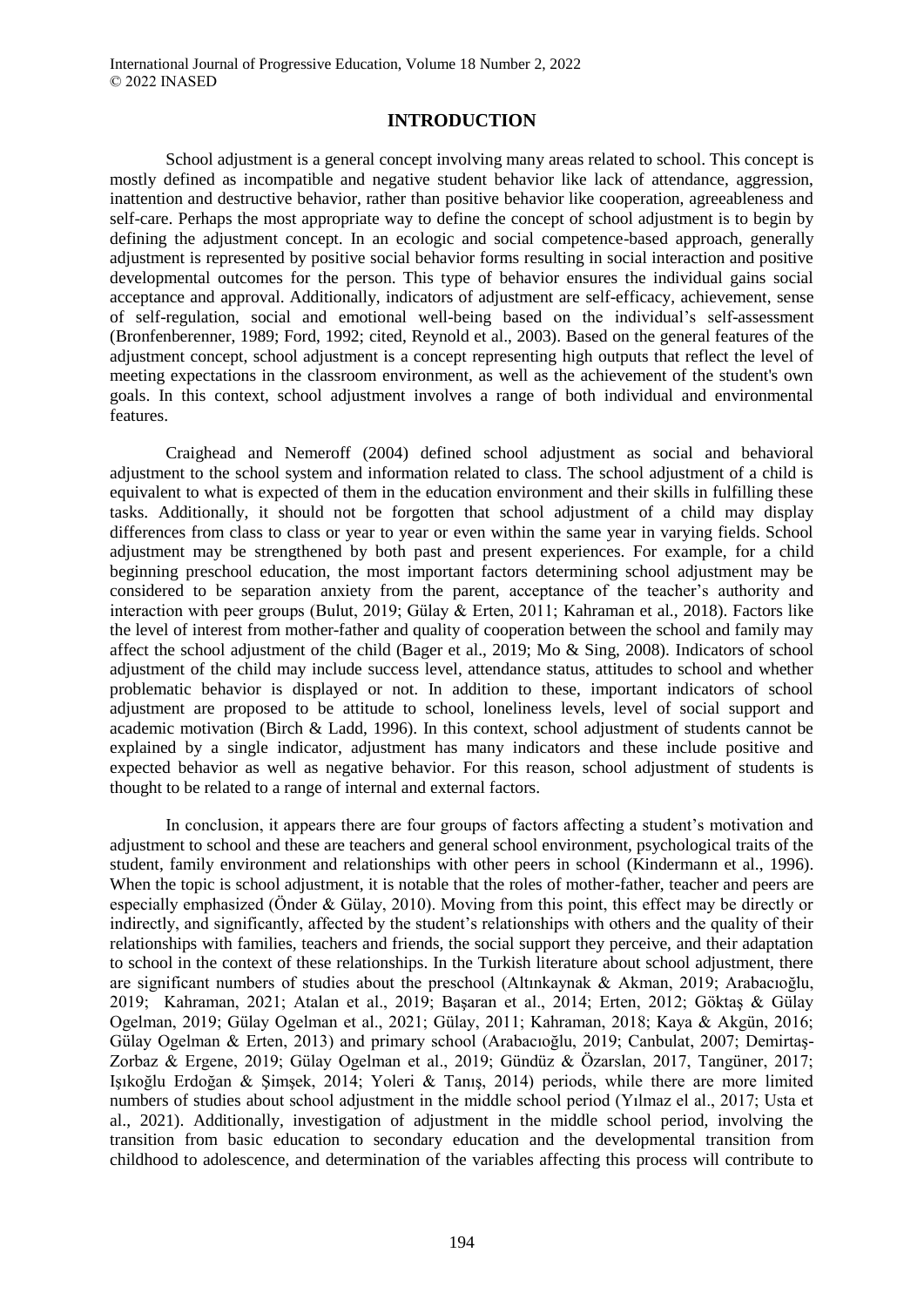## INTRODUCTION

School adjustment is a general concept involving many areas related to school. This concept is mostly defined as incompatible and negative student behavior like lack of attendance, aggression, inattention and destructive behavior, rather than positive behavior like cooperation, agreeableness and self-care. Perhaps the most appropriate way to define the concept of school adjustment is to begin by defining the adjustment concept. In an ecologic and social competence-based approach, generally adjustment is represented by positive social behavior forms resulting in social interaction and positive developmental outcomes for the person. This type of behavior ensures the individual gains social acceptance and approval. Additionally, indicators of adjustment are self-efficacy, achievement, sense of self-regulation, social and emotional well-being based on the individual's self-assessment (Bronfenberenner, 1989; Ford, 1992; cited, Reynold et al., 2003). Based on the general features of the adjustment concept, school adjustment is a concept representing high outputs that reflect the level of meeting expectations in the classroom environment, as well as the achievement of the student's own goals. In this context, school adjustment involves a range of both individual and environmental features.

Craighead and Nemeroff (2004) defined school adjustment as social and behavioral adjustment to the school system and information related to class. The school adjustment of a child is equivalent to what is expected of them in the education environment and their skills in fulfilling these tasks. Additionally, it should not be forgotten that school adjustment of a child may display differences from class to class or year to year or even within the same year in varying fields. School adjustment may be strengthened by both past and present experiences. For example, for a child beginning preschool education, the most important factors determining school adjustment may be considered to be separation anxiety from the parent, acceptance of the teacher's authority and interaction with peer groups (Bulut, 2019; Gülay & Erten, 2011; Kahraman et al., 2018). Factors like the level of interest from mother-father and quality of cooperation between the school and family may affect the school adjustment of the child (Bager et al., 2019; Mo & Sing, 2008). Indicators of school adjustment of the child may include success level, attendance status, attitudes to school and whether problematic behavior is displayed or not. In addition to these, important indicators of school adjustment are proposed to be attitude to school, loneliness levels, level of social support and academic motivation (Birch & Ladd, 1996). In this context, school adjustment of students cannot be explained by a single indicator, adjustment has many indicators and these include positive and expected behavior as well as negative behavior. For this reason, school adjustment of students is thought to be related to a range of internal and external factors.

In conclusion, it appears there are four groups of factors affecting a student's motivation and adjustment to school and these are teachers and general school environment, psychological traits of the student, family environment and relationships with other peers in school (Kindermann et al., 1996). When the topic is school adjustment, it is notable that the roles of mother-father, teacher and peers are especially emphasized (Önder & Gülay, 2010). Moving from this point, this effect may be directly or indirectly, and significantly, affected by the student's relationships with others and the quality of their relationships with families, teachers and friends, the social support they perceive, and their adaptation to school in the context of these relationships. In the Turkish literature about school adjustment, there are significant numbers of studies about the preschool (Altınkaynak & Akman, 2019; Arabacıoğlu, 2019; Kahraman, 2021; Atalan et al., 2019; Başaran et al., 2014; Erten, 2012; Göktaş & Gülay Ogelman, 2019; Gülay Ogelman et al., 2021; Gülay, 2011; Kahraman, 2018; Kaya & Akgün, 2016; Gülay Ogelman & Erten, 2013) and primary school (Arabacıoğlu, 2019; Canbulat, 2007; Demirtaş-Zorbaz & Ergene, 2019; Gülay Ogelman et al., 2019; Gündüz & Özarslan, 2017, Tangüner, 2017; Işıkoğlu Erdoğan & Şimşek, 2014; Yoleri & Tanış, 2014) periods, while there are more limited numbers of studies about school adjustment in the middle school period (Yılmaz el al., 2017; Usta et al., 2021). Additionally, investigation of adjustment in the middle school period, involving the transition from basic education to secondary education and the developmental transition from childhood to adolescence, and determination of the variables affecting this process will contribute to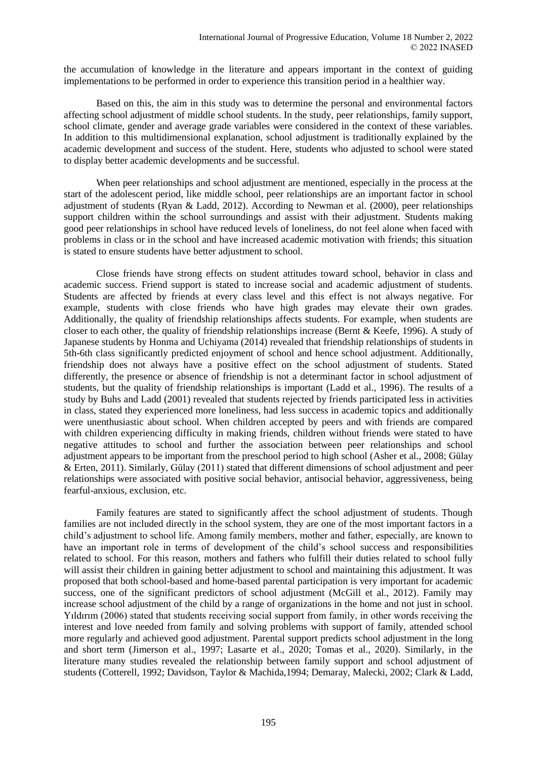the accumulation of knowledge in the literature and appears important in the context of guiding implementations to be performed in order to experience this transition period in a healthier way.

Based on this, the aim in this study was to determine the personal and environmental factors affecting school adjustment of middle school students. In the study, peer relationships, family support, school climate, gender and average grade variables were considered in the context of these variables. In addition to this multidimensional explanation, school adjustment is traditionally explained by the academic development and success of the student. Here, students who adjusted to school were stated to display better academic developments and be successful.

When peer relationships and school adjustment are mentioned, especially in the process at the start of the adolescent period, like middle school, peer relationships are an important factor in school adjustment of students (Ryan & Ladd, 2012). According to Newman et al. (2000), peer relationships support children within the school surroundings and assist with their adjustment. Students making good peer relationships in school have reduced levels of loneliness, do not feel alone when faced with problems in class or in the school and have increased academic motivation with friends; this situation is stated to ensure students have better adjustment to school.

Close friends have strong effects on student attitudes toward school, behavior in class and academic success. Friend support is stated to increase social and academic adjustment of students. Students are affected by friends at every class level and this effect is not always negative. For example, students with close friends who have high grades may elevate their own grades. Additionally, the quality of friendship relationships affects students. For example, when students are closer to each other, the quality of friendship relationships increase (Bernt & Keefe, 1996). A study of Japanese students by Honma and Uchiyama (2014) revealed that friendship relationships of students in 5th-6th class significantly predicted enjoyment of school and hence school adjustment. Additionally, friendship does not always have a positive effect on the school adjustment of students. Stated differently, the presence or absence of friendship is not a determinant factor in school adjustment of students, but the quality of friendship relationships is important (Ladd et al., 1996). The results of a study by Buhs and Ladd (2001) revealed that students rejected by friends participated less in activities in class, stated they experienced more loneliness, had less success in academic topics and additionally were unenthusiastic about school. When children accepted by peers and with friends are compared with children experiencing difficulty in making friends, children without friends were stated to have negative attitudes to school and further the association between peer relationships and school adjustment appears to be important from the preschool period to high school (Asher et al., 2008; Gülay & Erten, 2011). Similarly, Gülay (2011) stated that different dimensions of school adjustment and peer relationships were associated with positive social behavior, antisocial behavior, aggressiveness, being fearful-anxious, exclusion, etc.

Family features are stated to significantly affect the school adjustment of students. Though families are not included directly in the school system, they are one of the most important factors in a child's adjustment to school life. Among family members, mother and father, especially, are known to have an important role in terms of development of the child's school success and responsibilities related to school. For this reason, mothers and fathers who fulfill their duties related to school fully will assist their children in gaining better adjustment to school and maintaining this adjustment. It was proposed that both school-based and home-based parental participation is very important for academic success, one of the significant predictors of school adjustment (McGill et al., 2012). Family may increase school adjustment of the child by a range of organizations in the home and not just in school. Yıldırım (2006) stated that students receiving social support from family, in other words receiving the interest and love needed from family and solving problems with support of family, attended school more regularly and achieved good adjustment. Parental support predicts school adjustment in the long and short term (Jimerson et al., 1997; Lasarte et al., 2020; Tomas et al., 2020). Similarly, in the literature many studies revealed the relationship between family support and school adjustment of students (Cotterell, 1992; Davidson, Taylor & Machida,1994; Demaray, Malecki, 2002; Clark & Ladd,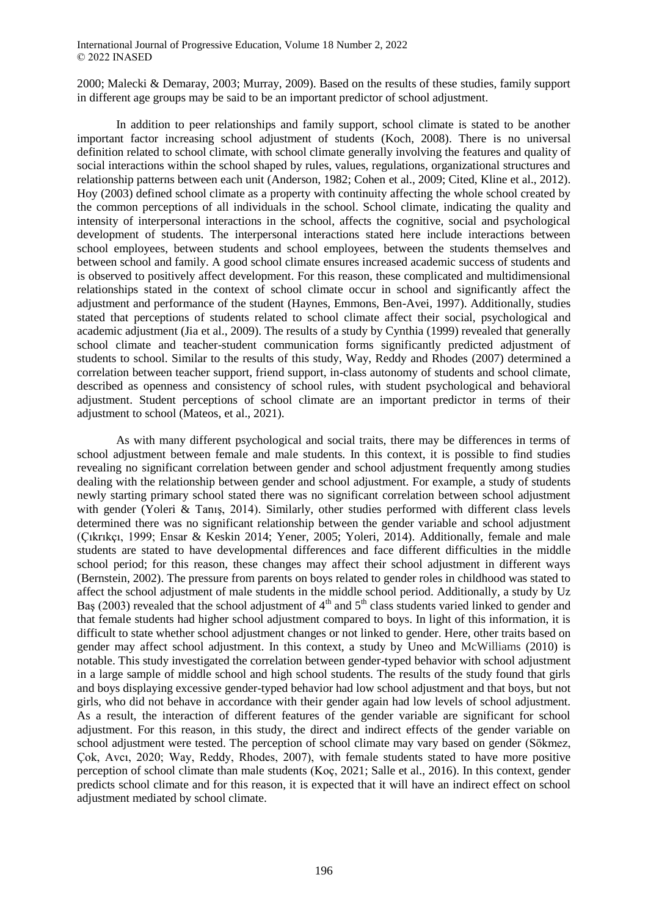2000; Malecki & Demaray, 2003; Murray, 2009). Based on the results of these studies, family support in different age groups may be said to be an important predictor of school adjustment.

In addition to peer relationships and family support, school climate is stated to be another important factor increasing school adjustment of students (Koch, 2008). There is no universal definition related to school climate, with school climate generally involving the features and quality of social interactions within the school shaped by rules, values, regulations, organizational structures and relationship patterns between each unit (Anderson, 1982; Cohen et al., 2009; Cited, Kline et al., 2012). Hoy (2003) defined school climate as a property with continuity affecting the whole school created by the common perceptions of all individuals in the school. School climate, indicating the quality and intensity of interpersonal interactions in the school, affects the cognitive, social and psychological development of students. The interpersonal interactions stated here include interactions between school employees, between students and school employees, between the students themselves and between school and family. A good school climate ensures increased academic success of students and is observed to positively affect development. For this reason, these complicated and multidimensional relationships stated in the context of school climate occur in school and significantly affect the adjustment and performance of the student (Haynes, Emmons, Ben-Avei, 1997). Additionally, studies stated that perceptions of students related to school climate affect their social, psychological and academic adjustment (Jia et al., 2009). The results of a study by Cynthia (1999) revealed that generally school climate and teacher-student communication forms significantly predicted adjustment of students to school. Similar to the results of this study, Way, Reddy and Rhodes (2007) determined a correlation between teacher support, friend support, in-class autonomy of students and school climate, described as openness and consistency of school rules, with student psychological and behavioral adjustment. Student perceptions of school climate are an important predictor in terms of their adjustment to school (Mateos, et al., 2021).

As with many different psychological and social traits, there may be differences in terms of school adjustment between female and male students. In this context, it is possible to find studies revealing no significant correlation between gender and school adjustment frequently among studies dealing with the relationship between gender and school adjustment. For example, a study of students newly starting primary school stated there was no significant correlation between school adjustment with gender (Yoleri & Tanış, 2014). Similarly, other studies performed with different class levels determined there was no significant relationship between the gender variable and school adjustment (Çıkrıkçı, 1999; Ensar & Keskin 2014; Yener, 2005; Yoleri, 2014). Additionally, female and male students are stated to have developmental differences and face different difficulties in the middle school period; for this reason, these changes may affect their school adjustment in different ways (Bernstein, 2002). The pressure from parents on boys related to gender roles in childhood was stated to affect the school adjustment of male students in the middle school period. Additionally, a study by Uz Baş (2003) revealed that the school adjustment of 4th and 5th class students varied linked to gender and that female students had higher school adjustment compared to boys. In light of this information, it is difficult to state whether school adjustment changes or not linked to gender. Here, other traits based on gender may affect school adjustment. In this context, a study by Uneo and McWilliams (2010) is notable. This study investigated the correlation between gender-typed behavior with school adjustment in a large sample of middle school and high school students. The results of the study found that girls and boys displaying excessive gender-typed behavior had low school adjustment and that boys, but not girls, who did not behave in accordance with their gender again had low levels of school adjustment. As a result, the interaction of different features of the gender variable are significant for school adjustment. For this reason, in this study, the direct and indirect effects of the gender variable on school adjustment were tested. The perception of school climate may vary based on gender (Sökmez, Çok, Avcı, 2020; Way, Reddy, Rhodes, 2007), with female students stated to have more positive perception of school climate than male students (Koç, 2021; Salle et al., 2016). In this context, gender predicts school climate and for this reason, it is expected that it will have an indirect effect on school adjustment mediated by school climate.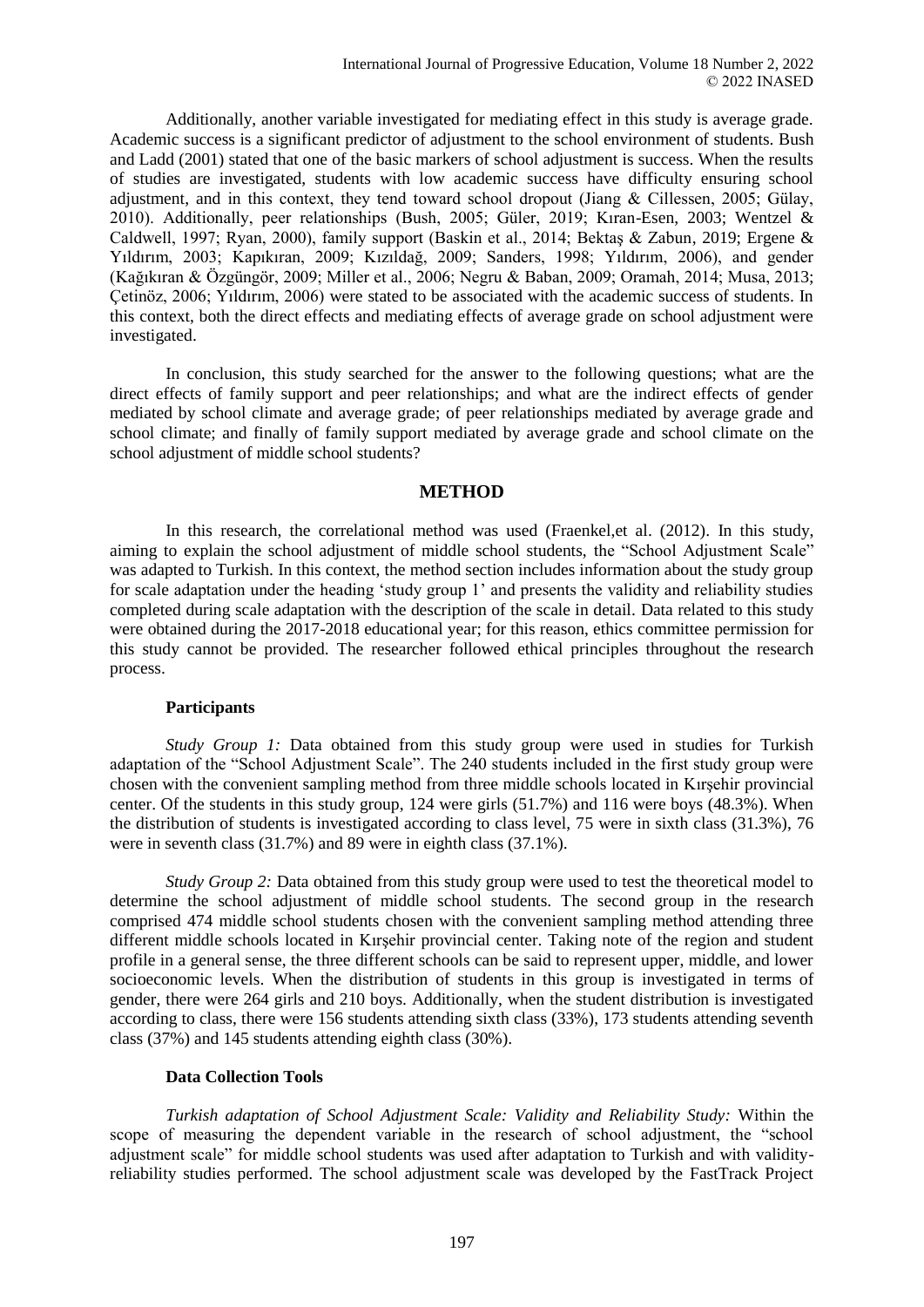Additionally, another variable investigated for mediating effect in this study is average grade. Academic success is a significant predictor of adjustment to the school environment of students. Bush and Ladd (2001) stated that one of the basic markers of school adjustment is success. When the results of studies are investigated, students with low academic success have difficulty ensuring school adjustment, and in this context, they tend toward school dropout (Jiang & Cillessen, 2005; Gülay, 2010). Additionally, peer relationships (Bush, 2005; Güler, 2019; Kıran-Esen, 2003; Wentzel & Caldwell, 1997; Ryan, 2000), family support (Baskin et al., 2014; Bektaş & Zabun, 2019; Ergene & Yıldırım, 2003; Kapıkıran, 2009; Kızıldağ, 2009; Sanders, 1998; Yıldırım, 2006), and gender (Kağıkıran & Özgüngör, 2009; Miller et al., 2006; Negru & Baban, 2009; Oramah, 2014; Musa, 2013; Çetinöz, 2006; Yıldırım, 2006) were stated to be associated with the academic success of students. In this context, both the direct effects and mediating effects of average grade on school adjustment were investigated.

In conclusion, this study searched for the answer to the following questions; what are the direct effects of family support and peer relationships; and what are the indirect effects of gender mediated by school climate and average grade; of peer relationships mediated by average grade and school climate; and finally of family support mediated by average grade and school climate on the school adjustment of middle school students?

## METHOD

In this research, the correlational method was used (Fraenkel,et al. (2012). In this study, aiming to explain the school adjustment of middle school students, the "School Adjustment Scale" was adapted to Turkish. In this context, the method section includes information about the study group for scale adaptation under the heading 'study group 1' and presents the validity and reliability studies completed during scale adaptation with the description of the scale in detail. Data related to this study were obtained during the 2017-2018 educational year; for this reason, ethics committee permission for this study cannot be provided. The researcher followed ethical principles throughout the research process.

### Participants

*Study Group 1:* Data obtained from this study group were used in studies for Turkish adaptation of the "School Adjustment Scale". The 240 students included in the first study group were chosen with the convenient sampling method from three middle schools located in Kırşehir provincial center. Of the students in this study group, 124 were girls (51.7%) and 116 were boys (48.3%). When the distribution of students is investigated according to class level, 75 were in sixth class (31.3%), 76 were in seventh class (31.7%) and 89 were in eighth class (37.1%).

*Study Group 2:* Data obtained from this study group were used to test the theoretical model to determine the school adjustment of middle school students. The second group in the research comprised 474 middle school students chosen with the convenient sampling method attending three different middle schools located in Kırşehir provincial center. Taking note of the region and student profile in a general sense, the three different schools can be said to represent upper, middle, and lower socioeconomic levels. When the distribution of students in this group is investigated in terms of gender, there were 264 girls and 210 boys. Additionally, when the student distribution is investigated according to class, there were 156 students attending sixth class (33%), 173 students attending seventh class (37%) and 145 students attending eighth class (30%).

### Data Collection Tools

*Turkish adaptation of School Adjustment Scale: Validity and Reliability Study:* Within the scope of measuring the dependent variable in the research of school adjustment, the "school adjustment scale" for middle school students was used after adaptation to Turkish and with validity-reliability studies performed. The school adjustment scale was developed by the FastTrack Project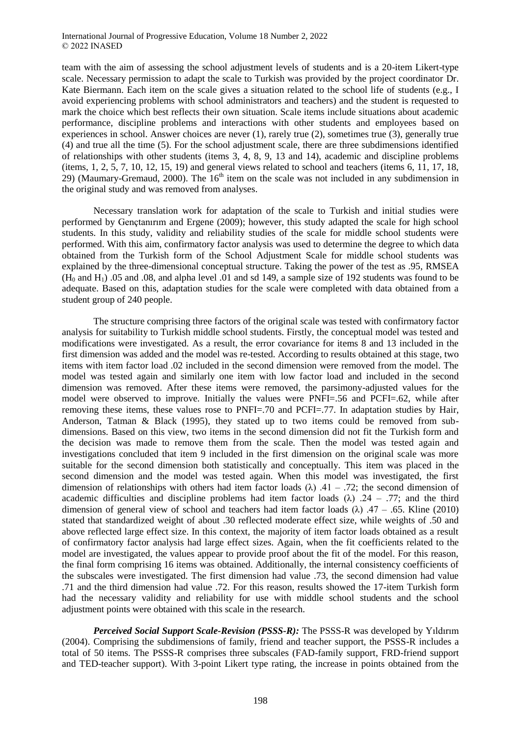team with the aim of assessing the school adjustment levels of students and is a 20-item Likert-type scale. Necessary permission to adapt the scale to Turkish was provided by the project coordinator Dr. Kate Biermann. Each item on the scale gives a situation related to the school life of students (e.g., I avoid experiencing problems with school administrators and teachers) and the student is requested to mark the choice which best reflects their own situation. Scale items include situations about academic performance, discipline problems and interactions with other students and employees based on experiences in school. Answer choices are never (1), rarely true (2), sometimes true (3), generally true (4) and true all the time (5). For the school adjustment scale, there are three subdimensions identified of relationships with other students (items 3, 4, 8, 9, 13 and 14), academic and discipline problems (items, 1, 2, 5, 7, 10, 12, 15, 19) and general views related to school and teachers (items 6, 11, 17, 18, 29) (Maumary-Gremaud, 2000). The 16th item on the scale was not included in any subdimension in the original study and was removed from analyses.

Necessary translation work for adaptation of the scale to Turkish and initial studies were performed by Gençtanırım and Ergene (2009); however, this study adapted the scale for high school students. In this study, validity and reliability studies of the scale for middle school students were performed. With this aim, confirmatory factor analysis was used to determine the degree to which data obtained from the Turkish form of the School Adjustment Scale for middle school students was explained by the three-dimensional conceptual structure. Taking the power of the test as .95, RMSEA ($H_0$ and $H_1$) .05 and .08, and alpha level .01 and sd 149, a sample size of 192 students was found to be adequate. Based on this, adaptation studies for the scale were completed with data obtained from a student group of 240 people.

The structure comprising three factors of the original scale was tested with confirmatory factor analysis for suitability to Turkish middle school students. Firstly, the conceptual model was tested and modifications were investigated. As a result, the error covariance for items 8 and 13 included in the first dimension was added and the model was re-tested. According to results obtained at this stage, two items with item factor load .02 included in the second dimension were removed from the model. The model was tested again and similarly one item with low factor load and included in the second dimension was removed. After these items were removed, the parsimony-adjusted values for the model were observed to improve. Initially the values were PNFI=.56 and PCFI=.62, while after removing these items, these values rose to PNFI=.70 and PCFI=.77. In adaptation studies by Hair, Anderson, Tatman & Black (1995), they stated up to two items could be removed from sub-dimensions. Based on this view, two items in the second dimension did not fit the Turkish form and the decision was made to remove them from the scale. Then the model was tested again and investigations concluded that item 9 included in the first dimension on the original scale was more suitable for the second dimension both statistically and conceptually. This item was placed in the second dimension and the model was tested again. When this model was investigated, the first dimension of relationships with others had item factor loads ($\lambda$) .41 – .72; the second dimension of academic difficulties and discipline problems had item factor loads ($\lambda$) .24 – .77; and the third dimension of general view of school and teachers had item factor loads ($\lambda$) .47 – .65. Kline (2010) stated that standardized weight of about .30 reflected moderate effect size, while weights of .50 and above reflected large effect size. In this context, the majority of item factor loads obtained as a result of confirmatory factor analysis had large effect sizes. Again, when the fit coefficients related to the model are investigated, the values appear to provide proof about the fit of the model. For this reason, the final form comprising 16 items was obtained. Additionally, the internal consistency coefficients of the subscales were investigated. The first dimension had value .73, the second dimension had value .71 and the third dimension had value .72. For this reason, results showed the 17-item Turkish form had the necessary validity and reliability for use with middle school students and the school adjustment points were obtained with this scale in the research.

***Perceived Social Support Scale-Revision (PSSS-R):*** The PSSS-R was developed by Yıldırım (2004). Comprising the subdimensions of family, friend and teacher support, the PSSS-R includes a total of 50 items. The PSSS-R comprises three subscales (FAD-family support, FRD-friend support and TED-teacher support). With 3-point Likert type rating, the increase in points obtained from the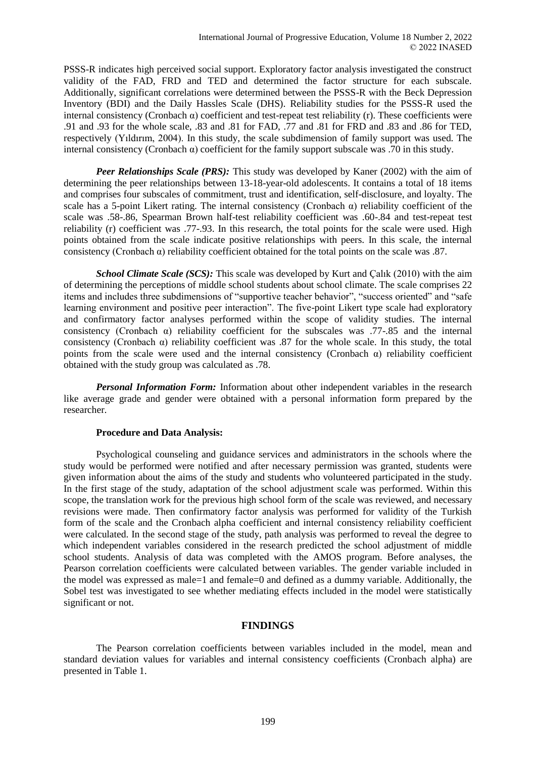PSSS-R indicates high perceived social support. Exploratory factor analysis investigated the construct validity of the FAD, FRD and TED and determined the factor structure for each subscale. Additionally, significant correlations were determined between the PSSS-R with the Beck Depression Inventory (BDI) and the Daily Hassles Scale (DHS). Reliability studies for the PSSS-R used the internal consistency (Cronbach α) coefficient and test-repeat test reliability (r). These coefficients were .91 and .93 for the whole scale, .83 and .81 for FAD, .77 and .81 for FRD and .83 and .86 for TED, respectively (Yıldırım, 2004). In this study, the scale subdimension of family support was used. The internal consistency (Cronbach α) coefficient for the family support subscale was .70 in this study.

***Peer Relationships Scale (PRS):*** This study was developed by Kaner (2002) with the aim of determining the peer relationships between 13-18-year-old adolescents. It contains a total of 18 items and comprises four subscales of commitment, trust and identification, self-disclosure, and loyalty. The scale has a 5-point Likert rating. The internal consistency (Cronbach α) reliability coefficient of the scale was .58-.86, Spearman Brown half-test reliability coefficient was .60-.84 and test-repeat test reliability (r) coefficient was .77-.93. In this research, the total points for the scale were used. High points obtained from the scale indicate positive relationships with peers. In this scale, the internal consistency (Cronbach α) reliability coefficient obtained for the total points on the scale was .87.

***School Climate Scale (SCS):*** This scale was developed by Kurt and Çalık (2010) with the aim of determining the perceptions of middle school students about school climate. The scale comprises 22 items and includes three subdimensions of "supportive teacher behavior", "success oriented" and "safe learning environment and positive peer interaction". The five-point Likert type scale had exploratory and confirmatory factor analyses performed within the scope of validity studies. The internal consistency (Cronbach α) reliability coefficient for the subscales was .77-.85 and the internal consistency (Cronbach α) reliability coefficient was .87 for the whole scale. In this study, the total points from the scale were used and the internal consistency (Cronbach α) reliability coefficient obtained with the study group was calculated as .78.

***Personal Information Form:*** Information about other independent variables in the research like average grade and gender were obtained with a personal information form prepared by the researcher.

**Procedure and Data Analysis:**

Psychological counseling and guidance services and administrators in the schools where the study would be performed were notified and after necessary permission was granted, students were given information about the aims of the study and students who volunteered participated in the study. In the first stage of the study, adaptation of the school adjustment scale was performed. Within this scope, the translation work for the previous high school form of the scale was reviewed, and necessary revisions were made. Then confirmatory factor analysis was performed for validity of the Turkish form of the scale and the Cronbach alpha coefficient and internal consistency reliability coefficient were calculated. In the second stage of the study, path analysis was performed to reveal the degree to which independent variables considered in the research predicted the school adjustment of middle school students. Analysis of data was completed with the AMOS program. Before analyses, the Pearson correlation coefficients were calculated between variables. The gender variable included in the model was expressed as male=1 and female=0 and defined as a dummy variable. Additionally, the Sobel test was investigated to see whether mediating effects included in the model were statistically significant or not.

## FINDINGS

The Pearson correlation coefficients between variables included in the model, mean and standard deviation values for variables and internal consistency coefficients (Cronbach alpha) are presented in Table 1.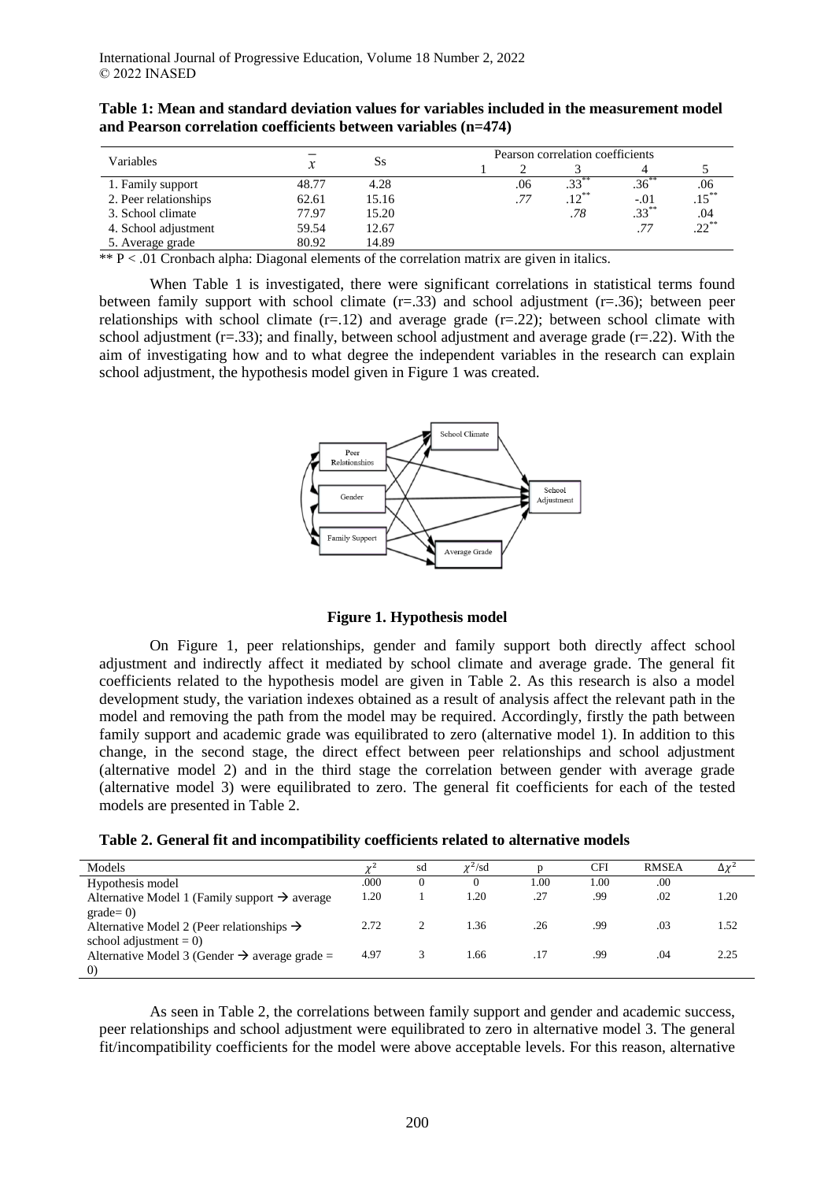**Table 1: Mean and standard deviation values for variables included in the measurement model and Pearson correlation coefficients between variables (n=474)**

| Variables | $\bar{x}$ | Ss | Pearson correlation coefficients | | | | |
|---|---|---|---|---|---|---|---|
| | | | 1 | 2 | 3 | 4 | 5 |
| 1. Family support | 48.77 | 4.28 | | .06 | .33** | .36** | .06 |
| 2. Peer relationships | 62.61 | 15.16 | | *.77* | .12** | -.01 | .15** |
| 3. School climate | 77.97 | 15.20 | | | *.78* | .33** | .04 |
| 4. School adjustment | 59.54 | 12.67 | | | | *.77* | .22** |
| 5. Average grade | 80.92 | 14.89 | | | | | |

** P < .01 Cronbach alpha: Diagonal elements of the correlation matrix are given in italics.

When Table 1 is investigated, there were significant correlations in statistical terms found between family support with school climate (r=.33) and school adjustment (r=.36); between peer relationships with school climate (r=.12) and average grade (r=.22); between school climate with school adjustment (r=.33); and finally, between school adjustment and average grade (r=.22). With the aim of investigating how and to what degree the independent variables in the research can explain school adjustment, the hypothesis model given in Figure 1 was created.

**Figure 1. Hypothesis model**

On Figure 1, peer relationships, gender and family support both directly affect school adjustment and indirectly affect it mediated by school climate and average grade. The general fit coefficients related to the hypothesis model are given in Table 2. As this research is also a model development study, the variation indexes obtained as a result of analysis affect the relevant path in the model and removing the path from the model may be required. Accordingly, firstly the path between family support and academic grade was equilibrated to zero (alternative model 1). In addition to this change, in the second stage, the direct effect between peer relationships and school adjustment (alternative model 2) and in the third stage the correlation between gender with average grade (alternative model 3) were equilibrated to zero. The general fit coefficients for each of the tested models are presented in Table 2.

**Table 2. General fit and incompatibility coefficients related to alternative models**

| Models | $\chi^2$ | sd | $\chi^2$/sd | p | CFI | RMSEA | $\Delta\chi^2$ |
|---|---|---|---|---|---|---|---|
| Hypothesis model | .000 | 0 | 0 | 1.00 | 1.00 | .00 | |
| Alternative Model 1 (Family support → average grade= 0) | 1.20 | 1 | 1.20 | .27 | .99 | .02 | 1.20 |
| Alternative Model 2 (Peer relationships → school adjustment = 0) | 2.72 | 2 | 1.36 | .26 | .99 | .03 | 1.52 |
| Alternative Model 3 (Gender → average grade = 0) | 4.97 | 3 | 1.66 | .17 | .99 | .04 | 2.25 |

As seen in Table 2, the correlations between family support and gender and academic success, peer relationships and school adjustment were equilibrated to zero in alternative model 3. The general fit/incompatibility coefficients for the model were above acceptable levels. For this reason, alternative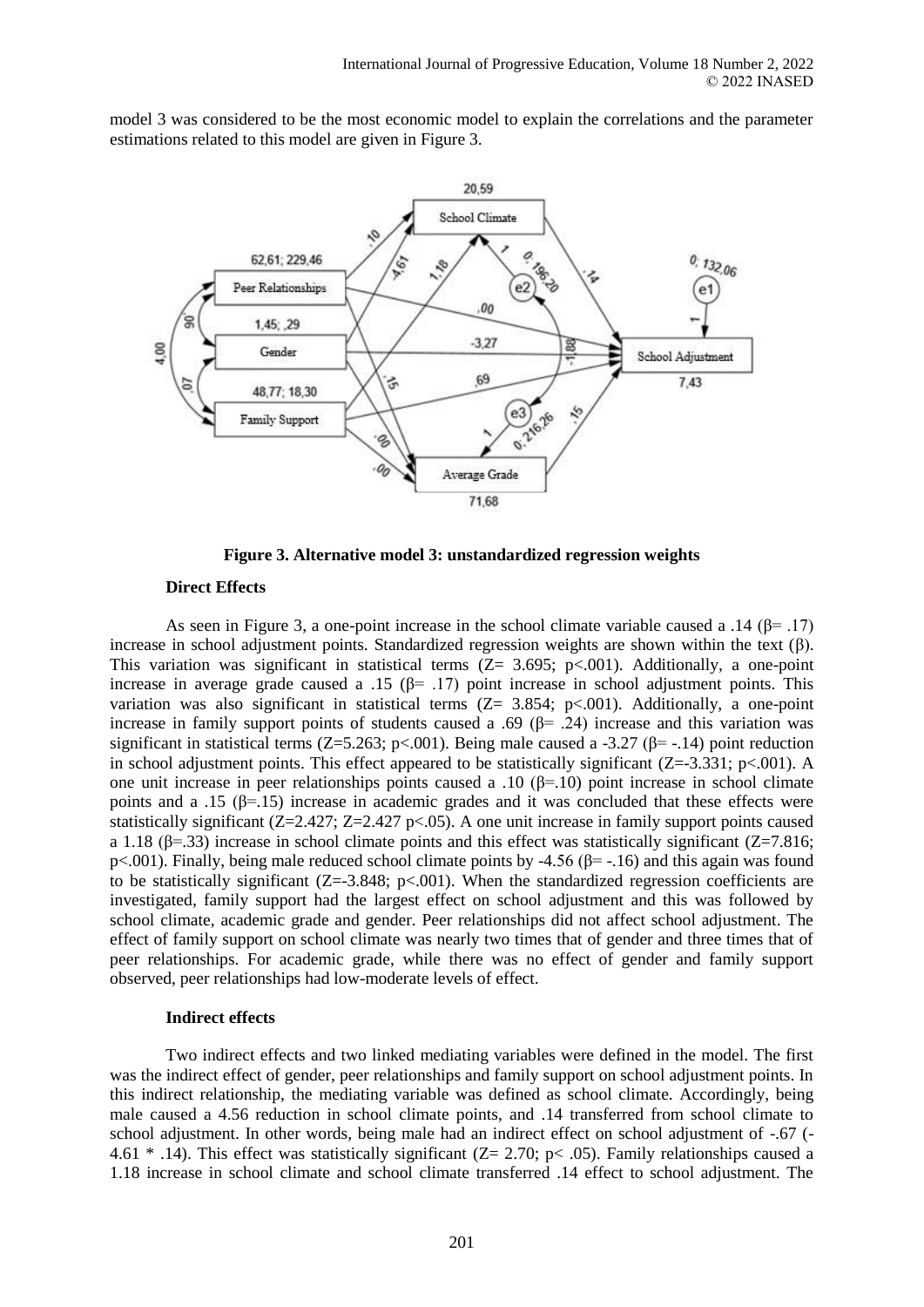model 3 was considered to be the most economic model to explain the correlations and the parameter estimations related to this model are given in Figure 3.

**Figure 3. Alternative model 3: unstandardized regression weights**

### Direct Effects

As seen in Figure 3, a one-point increase in the school climate variable caused a .14 (β= .17) increase in school adjustment points. Standardized regression weights are shown within the text (β). This variation was significant in statistical terms (Z= 3.695; p<.001). Additionally, a one-point increase in average grade caused a .15 (β= .17) point increase in school adjustment points. This variation was also significant in statistical terms (Z= 3.854; p<.001). Additionally, a one-point increase in family support points of students caused a .69 (β= .24) increase and this variation was significant in statistical terms (Z=5.263; p<.001). Being male caused a -3.27 (β= -.14) point reduction in school adjustment points. This effect appeared to be statistically significant (Z=-3.331; p<.001). A one unit increase in peer relationships points caused a .10 (β=.10) point increase in school climate points and a .15 (β=.15) increase in academic grades and it was concluded that these effects were statistically significant (Z=2.427; Z=2.427 p<.05). A one unit increase in family support points caused a 1.18 (β=.33) increase in school climate points and this effect was statistically significant (Z=7.816; p<.001). Finally, being male reduced school climate points by -4.56 (β= -.16) and this again was found to be statistically significant (Z=-3.848; p<.001). When the standardized regression coefficients are investigated, family support had the largest effect on school adjustment and this was followed by school climate, academic grade and gender. Peer relationships did not affect school adjustment. The effect of family support on school climate was nearly two times that of gender and three times that of peer relationships. For academic grade, while there was no effect of gender and family support observed, peer relationships had low-moderate levels of effect.

### Indirect effects

Two indirect effects and two linked mediating variables were defined in the model. The first was the indirect effect of gender, peer relationships and family support on school adjustment points. In this indirect relationship, the mediating variable was defined as school climate. Accordingly, being male caused a 4.56 reduction in school climate points, and .14 transferred from school climate to school adjustment. In other words, being male had an indirect effect on school adjustment of -.67 (-4.61 * .14). This effect was statistically significant (Z= 2.70; p< .05). Family relationships caused a 1.18 increase in school climate and school climate transferred .14 effect to school adjustment. The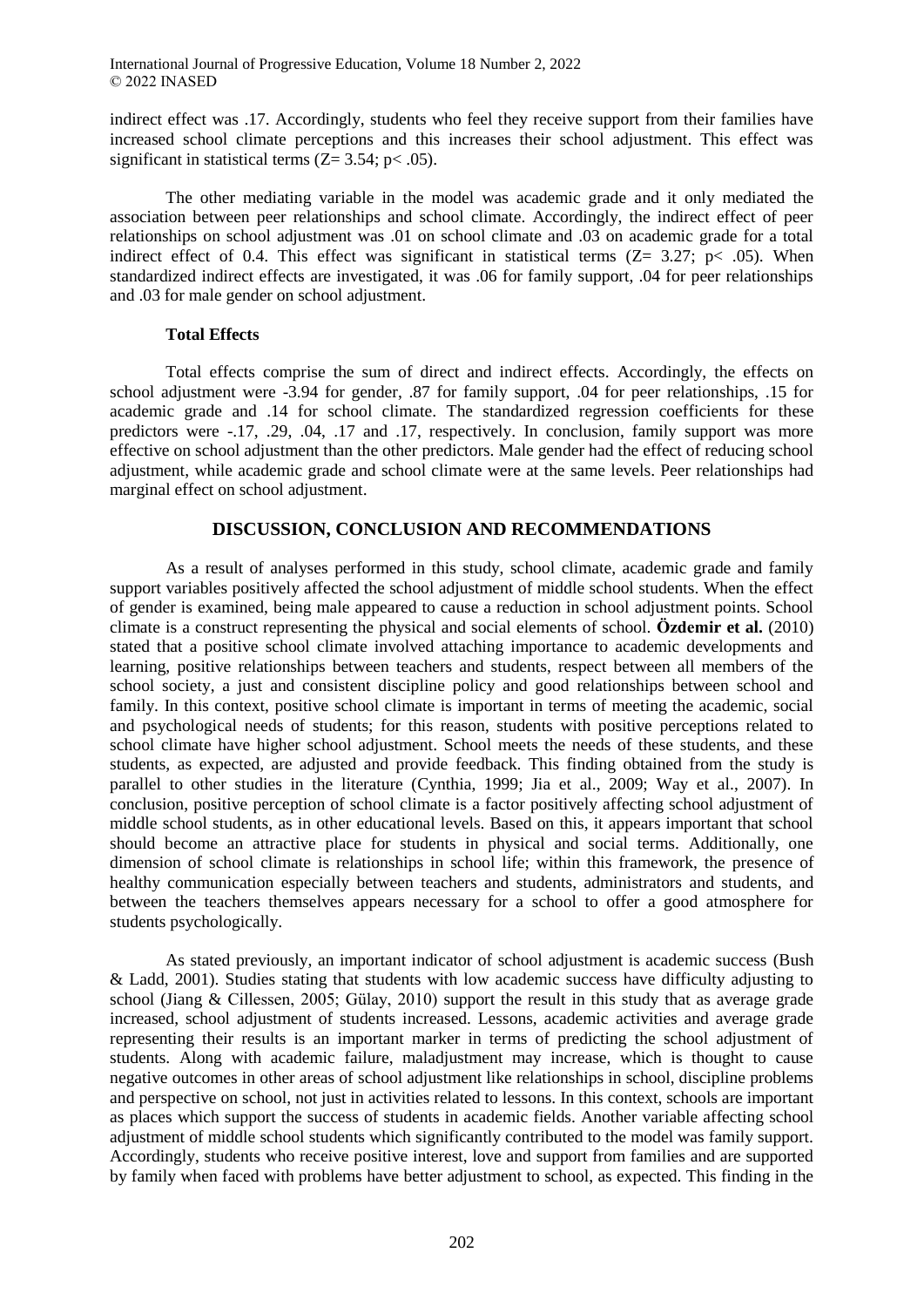indirect effect was .17. Accordingly, students who feel they receive support from their families have increased school climate perceptions and this increases their school adjustment. This effect was significant in statistical terms ($Z= 3.54$; $p< .05$).

The other mediating variable in the model was academic grade and it only mediated the association between peer relationships and school climate. Accordingly, the indirect effect of peer relationships on school adjustment was .01 on school climate and .03 on academic grade for a total indirect effect of 0.4. This effect was significant in statistical terms ($Z= 3.27$; $p< .05$). When standardized indirect effects are investigated, it was .06 for family support, .04 for peer relationships and .03 for male gender on school adjustment.

### Total Effects

Total effects comprise the sum of direct and indirect effects. Accordingly, the effects on school adjustment were -3.94 for gender, .87 for family support, .04 for peer relationships, .15 for academic grade and .14 for school climate. The standardized regression coefficients for these predictors were -.17, .29, .04, .17 and .17, respectively. In conclusion, family support was more effective on school adjustment than the other predictors. Male gender had the effect of reducing school adjustment, while academic grade and school climate were at the same levels. Peer relationships had marginal effect on school adjustment.

## DISCUSSION, CONCLUSION AND RECOMMENDATIONS

As a result of analyses performed in this study, school climate, academic grade and family support variables positively affected the school adjustment of middle school students. When the effect of gender is examined, being male appeared to cause a reduction in school adjustment points. School climate is a construct representing the physical and social elements of school. **Özdemir et al.** (2010) stated that a positive school climate involved attaching importance to academic developments and learning, positive relationships between teachers and students, respect between all members of the school society, a just and consistent discipline policy and good relationships between school and family. In this context, positive school climate is important in terms of meeting the academic, social and psychological needs of students; for this reason, students with positive perceptions related to school climate have higher school adjustment. School meets the needs of these students, and these students, as expected, are adjusted and provide feedback. This finding obtained from the study is parallel to other studies in the literature (Cynthia, 1999; Jia et al., 2009; Way et al., 2007). In conclusion, positive perception of school climate is a factor positively affecting school adjustment of middle school students, as in other educational levels. Based on this, it appears important that school should become an attractive place for students in physical and social terms. Additionally, one dimension of school climate is relationships in school life; within this framework, the presence of healthy communication especially between teachers and students, administrators and students, and between the teachers themselves appears necessary for a school to offer a good atmosphere for students psychologically.

As stated previously, an important indicator of school adjustment is academic success (Bush & Ladd, 2001). Studies stating that students with low academic success have difficulty adjusting to school (Jiang & Cillessen, 2005; Gülay, 2010) support the result in this study that as average grade increased, school adjustment of students increased. Lessons, academic activities and average grade representing their results is an important marker in terms of predicting the school adjustment of students. Along with academic failure, maladjustment may increase, which is thought to cause negative outcomes in other areas of school adjustment like relationships in school, discipline problems and perspective on school, not just in activities related to lessons. In this context, schools are important as places which support the success of students in academic fields. Another variable affecting school adjustment of middle school students which significantly contributed to the model was family support. Accordingly, students who receive positive interest, love and support from families and are supported by family when faced with problems have better adjustment to school, as expected. This finding in the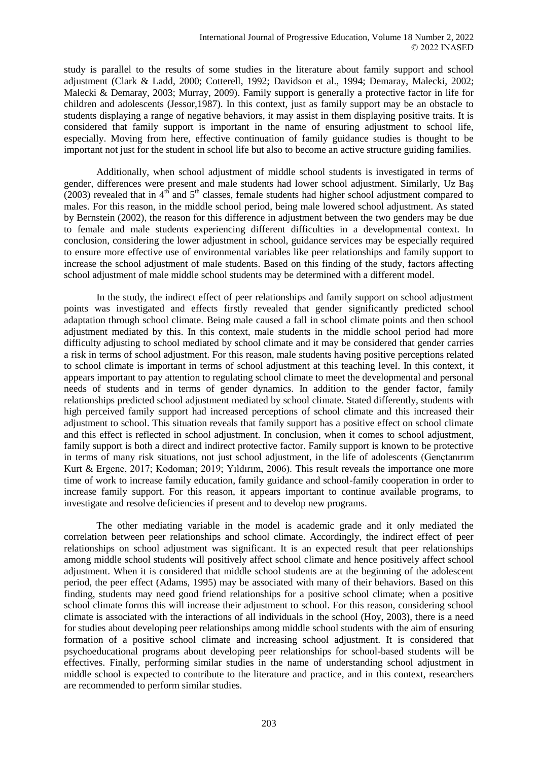study is parallel to the results of some studies in the literature about family support and school adjustment (Clark & Ladd, 2000; Cotterell, 1992; Davidson et al., 1994; Demaray, Malecki, 2002; Malecki & Demaray, 2003; Murray, 2009). Family support is generally a protective factor in life for children and adolescents (Jessor,1987). In this context, just as family support may be an obstacle to students displaying a range of negative behaviors, it may assist in them displaying positive traits. It is considered that family support is important in the name of ensuring adjustment to school life, especially. Moving from here, effective continuation of family guidance studies is thought to be important not just for the student in school life but also to become an active structure guiding families.

Additionally, when school adjustment of middle school students is investigated in terms of gender, differences were present and male students had lower school adjustment. Similarly, Uz Baş (2003) revealed that in 4th and 5th classes, female students had higher school adjustment compared to males. For this reason, in the middle school period, being male lowered school adjustment. As stated by Bernstein (2002), the reason for this difference in adjustment between the two genders may be due to female and male students experiencing different difficulties in a developmental context. In conclusion, considering the lower adjustment in school, guidance services may be especially required to ensure more effective use of environmental variables like peer relationships and family support to increase the school adjustment of male students. Based on this finding of the study, factors affecting school adjustment of male middle school students may be determined with a different model.

In the study, the indirect effect of peer relationships and family support on school adjustment points was investigated and effects firstly revealed that gender significantly predicted school adaptation through school climate. Being male caused a fall in school climate points and then school adjustment mediated by this. In this context, male students in the middle school period had more difficulty adjusting to school mediated by school climate and it may be considered that gender carries a risk in terms of school adjustment. For this reason, male students having positive perceptions related to school climate is important in terms of school adjustment at this teaching level. In this context, it appears important to pay attention to regulating school climate to meet the developmental and personal needs of students and in terms of gender dynamics. In addition to the gender factor, family relationships predicted school adjustment mediated by school climate. Stated differently, students with high perceived family support had increased perceptions of school climate and this increased their adjustment to school. This situation reveals that family support has a positive effect on school climate and this effect is reflected in school adjustment. In conclusion, when it comes to school adjustment, family support is both a direct and indirect protective factor. Family support is known to be protective in terms of many risk situations, not just school adjustment, in the life of adolescents (Gençtanırım Kurt & Ergene, 2017; Kodoman; 2019; Yıldırım, 2006). This result reveals the importance one more time of work to increase family education, family guidance and school-family cooperation in order to increase family support. For this reason, it appears important to continue available programs, to investigate and resolve deficiencies if present and to develop new programs.

The other mediating variable in the model is academic grade and it only mediated the correlation between peer relationships and school climate. Accordingly, the indirect effect of peer relationships on school adjustment was significant. It is an expected result that peer relationships among middle school students will positively affect school climate and hence positively affect school adjustment. When it is considered that middle school students are at the beginning of the adolescent period, the peer effect (Adams, 1995) may be associated with many of their behaviors. Based on this finding, students may need good friend relationships for a positive school climate; when a positive school climate forms this will increase their adjustment to school. For this reason, considering school climate is associated with the interactions of all individuals in the school (Hoy, 2003), there is a need for studies about developing peer relationships among middle school students with the aim of ensuring formation of a positive school climate and increasing school adjustment. It is considered that psychoeducational programs about developing peer relationships for school-based students will be effectives. Finally, performing similar studies in the name of understanding school adjustment in middle school is expected to contribute to the literature and practice, and in this context, researchers are recommended to perform similar studies.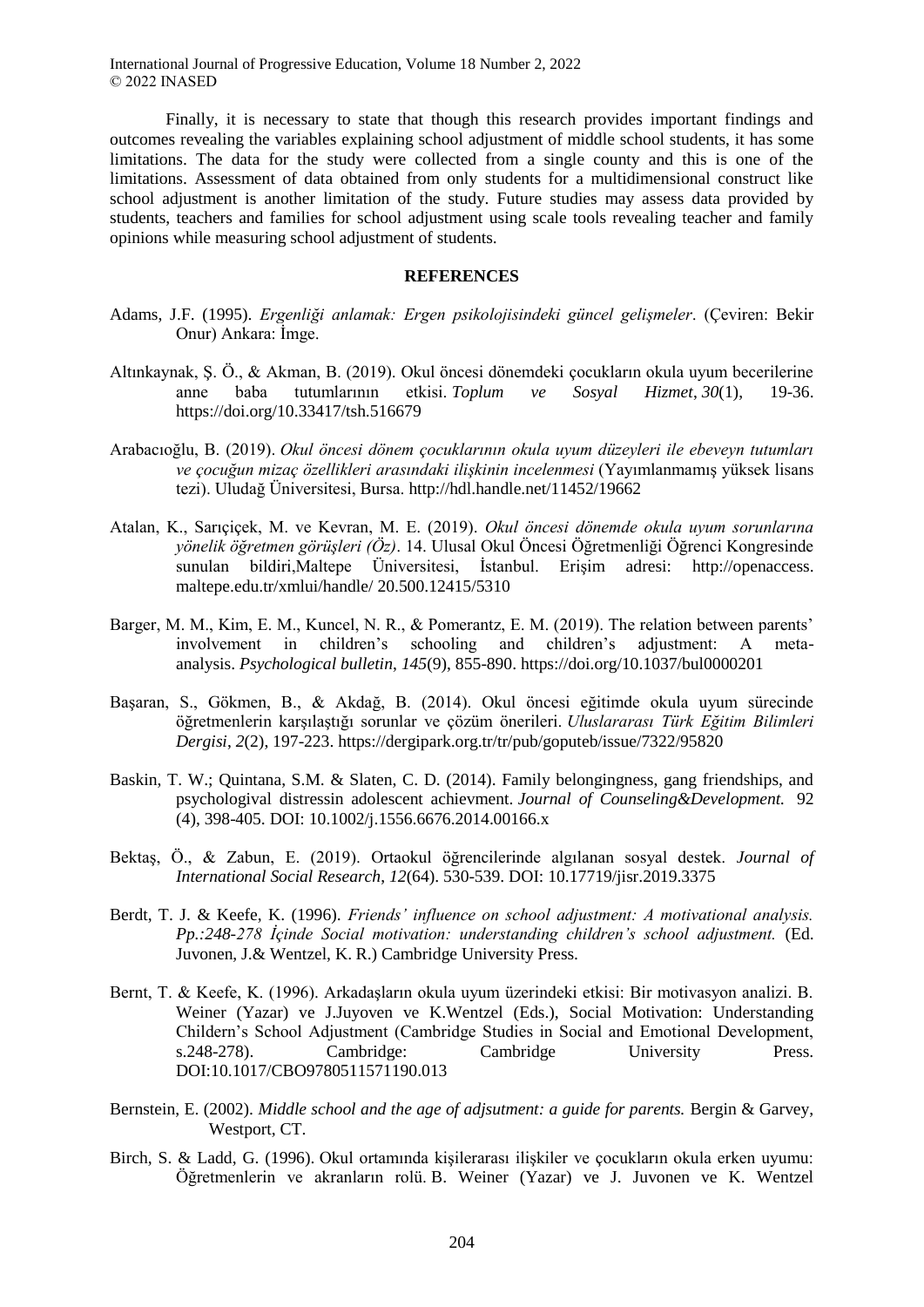Finally, it is necessary to state that though this research provides important findings and outcomes revealing the variables explaining school adjustment of middle school students, it has some limitations. The data for the study were collected from a single county and this is one of the limitations. Assessment of data obtained from only students for a multidimensional construct like school adjustment is another limitation of the study. Future studies may assess data provided by students, teachers and families for school adjustment using scale tools revealing teacher and family opinions while measuring school adjustment of students.

## REFERENCES

Adams, J.F. (1995). *Ergenliği anlamak: Ergen psikolojisindeki güncel gelişmeler*. (Çeviren: Bekir Onur) Ankara: İmge.

Altınkaynak, Ş. Ö., & Akman, B. (2019). Okul öncesi dönemdeki çocukların okula uyum becerilerine anne baba tutumlarının etkisi. *Toplum ve Sosyal Hizmet*, *30*(1), 19-36. https://doi.org/10.33417/tsh.516679

Arabacıoğlu, B. (2019). *Okul öncesi dönem çocuklarının okula uyum düzeyleri ile ebeveyn tutumları ve çocuğun mizaç özellikleri arasındaki ilişkinin incelenmesi* (Yayımlanmamış yüksek lisans tezi). Uludağ Üniversitesi, Bursa. http://hdl.handle.net/11452/19662

Atalan, K., Sarıçiçek, M. ve Kevran, M. E. (2019). *Okul öncesi dönemde okula uyum sorunlarına yönelik öğretmen görüşleri (Öz)*. 14. Ulusal Okul Öncesi Öğretmenliği Öğrenci Kongresinde sunulan bildiri,Maltepe Üniversitesi, İstanbul. Erişim adresi: http://openaccess. maltepe.edu.tr/xmlui/handle/ 20.500.12415/5310

Barger, M. M., Kim, E. M., Kuncel, N. R., & Pomerantz, E. M. (2019). The relation between parents' involvement in children's schooling and children's adjustment: A meta-analysis. *Psychological bulletin*, *145*(9), 855-890. https://doi.org/10.1037/bul0000201

Başaran, S., Gökmen, B., & Akdağ, B. (2014). Okul öncesi eğitimde okula uyum sürecinde öğretmenlerin karşılaştığı sorunlar ve çözüm önerileri. *Uluslararası Türk Eğitim Bilimleri Dergisi*, *2*(2), 197-223. https://dergipark.org.tr/tr/pub/goputeb/issue/7322/95820

Baskin, T. W.; Quintana, S.M. & Slaten, C. D. (2014). Family belongingness, gang friendships, and psychologival distressin adolescent achievment. *Journal of Counseling&Development.* 92 (4), 398-405. DOI: 10.1002/j.1556.6676.2014.00166.x

Bektaş, Ö., & Zabun, E. (2019). Ortaokul öğrencilerinde algılanan sosyal destek. *Journal of International Social Research*, *12*(64). 530-539. DOI: 10.17719/jisr.2019.3375

Berdt, T. J. & Keefe, K. (1996). *Friends' influence on school adjustment: A motivational analysis. Pp.:248-278 İçinde Social motivation: understanding children's school adjustment.* (Ed. Juvonen, J.& Wentzel, K. R.) Cambridge University Press.

Bernt, T. & Keefe, K. (1996). Arkadaşların okula uyum üzerindeki etkisi: Bir motivasyon analizi. B. Weiner (Yazar) ve J.Juyoven ve K.Wentzel (Eds.), Social Motivation: Understanding Childern's School Adjustment (Cambridge Studies in Social and Emotional Development, s.248-278). Cambridge: Cambridge University Press. DOI:10.1017/CBO9780511571190.013

Bernstein, E. (2002). *Middle school and the age of adjsutment: a guide for parents.* Bergin & Garvey, Westport, CT.

Birch, S. & Ladd, G. (1996). Okul ortamında kişilerarası ilişkiler ve çocukların okula erken uyumu: Öğretmenlerin ve akranların rolü. B. Weiner (Yazar) ve J. Juvonen ve K. Wentzel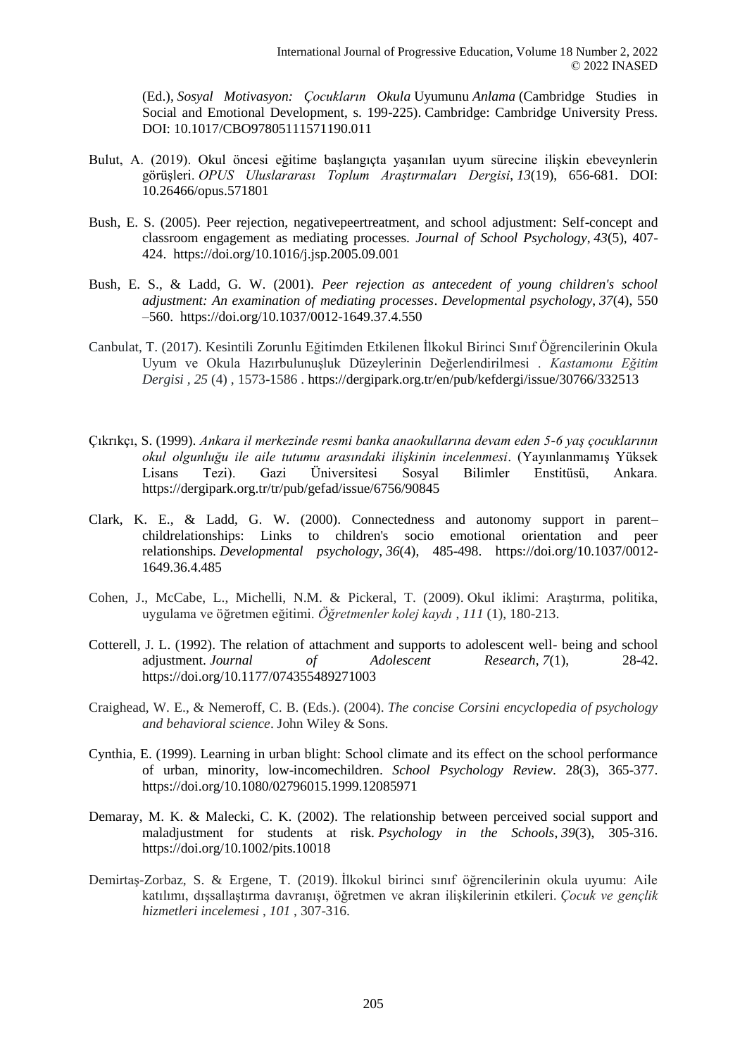(Ed.), *Sosyal Motivasyon: Çocukların Okula* Uyumunu *Anlama* (Cambridge Studies in Social and Emotional Development, s. 199-225). Cambridge: Cambridge University Press. DOI: 10.1017/CBO97805111571190.011

Bulut, A. (2019). Okul öncesi eğitime başlangıçta yaşanılan uyum sürecine ilişkin ebeveynlerin görüşleri. *OPUS Uluslararası Toplum Araştırmaları Dergisi*, *13*(19), 656-681. DOI: 10.26466/opus.571801

Bush, E. S. (2005). Peer rejection, negativepeertreatment, and school adjustment: Self-concept and classroom engagement as mediating processes. *Journal of School Psychology*, *43*(5), 407-424. https://doi.org/10.1016/j.jsp.2005.09.001

Bush, E. S., & Ladd, G. W. (2001). *Peer rejection as antecedent of young children's school adjustment: An examination of mediating processes*. *Developmental psychology*, *37*(4), 550–560. https://doi.org/10.1037/0012-1649.37.4.550

Canbulat, T. (2017). Kesintili Zorunlu Eğitimden Etkilenen İlkokul Birinci Sınıf Öğrencilerinin Okula Uyum ve Okula Hazırbulunuşluk Düzeylerinin Değerlendirilmesi . *Kastamonu Eğitim Dergisi* , *25* (4) , 1573-1586 . https://dergipark.org.tr/en/pub/kefdergi/issue/30766/332513

Çıkrıkçı, S. (1999). *Ankara il merkezinde resmi banka anaokullarına devam eden 5-6 yaş çocuklarının okul olgunluğu ile aile tutumu arasındaki ilişkinin incelenmesi*. (Yayınlanmamış Yüksek Lisans Tezi). Gazi Üniversitesi Sosyal Bilimler Enstitüsü, Ankara. https://dergipark.org.tr/tr/pub/gefad/issue/6756/90845

Clark, K. E., & Ladd, G. W. (2000). Connectedness and autonomy support in parent–childrelationships: Links to children's socio emotional orientation and peer relationships. *Developmental psychology*, *36*(4), 485-498. https://doi.org/10.1037/0012-1649.36.4.485

Cohen, J., McCabe, L., Michelli, N.M. & Pickeral, T. (2009). Okul iklimi: Araştırma, politika, uygulama ve öğretmen eğitimi. *Öğretmenler kolej kaydı* , *111* (1), 180-213.

Cotterell, J. L. (1992). The relation of attachment and supports to adolescent well- being and school adjustment. *Journal of Adolescent Research*, *7*(1), 28-42. https://doi.org/10.1177/074355489271003

Craighead, W. E., & Nemeroff, C. B. (Eds.). (2004). *The concise Corsini encyclopedia of psychology and behavioral science*. John Wiley & Sons.

Cynthia, E. (1999). Learning in urban blight: School climate and its effect on the school performance of urban, minority, low-incomechildren. *School Psychology Review*. 28(3), 365-377. https://doi.org/10.1080/02796015.1999.12085971

Demaray, M. K. & Malecki, C. K. (2002). The relationship between perceived social support and maladjustment for students at risk. *Psychology in the Schools*, *39*(3), 305-316. https://doi.org/10.1002/pits.10018

Demirtaş-Zorbaz, S. & Ergene, T. (2019). İlkokul birinci sınıf öğrencilerinin okula uyumu: Aile katılımı, dışsallaştırma davranışı, öğretmen ve akran ilişkilerinin etkileri. *Çocuk ve gençlik hizmetleri incelemesi* , *101* , 307-316.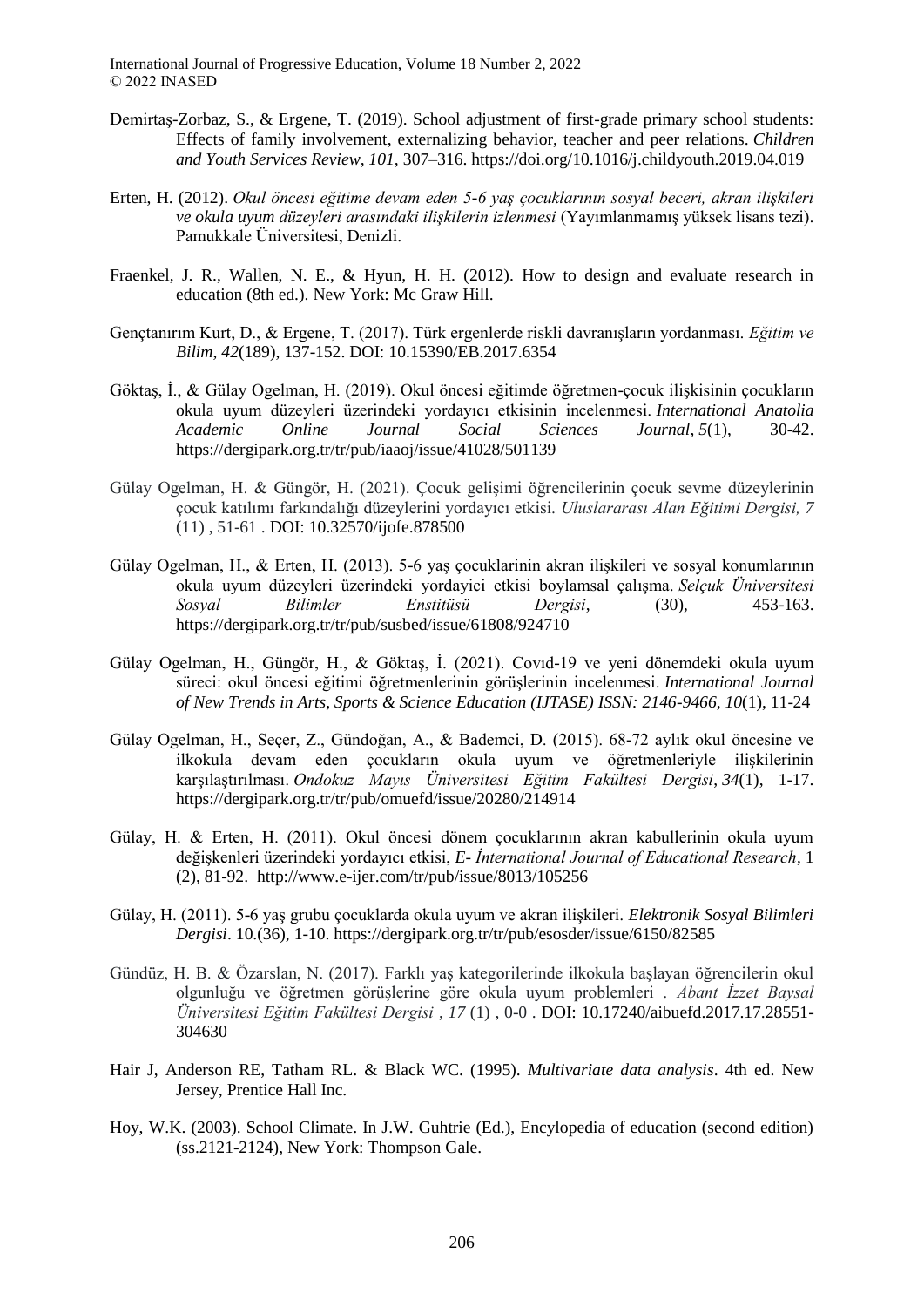Demirtaş-Zorbaz, S., & Ergene, T. (2019). School adjustment of first-grade primary school students: Effects of family involvement, externalizing behavior, teacher and peer relations. *Children and Youth Services Review, 101,* 307–316. https://doi.org/10.1016/j.childyouth.2019.04.019

Erten, H. (2012). *Okul öncesi eğitime devam eden 5-6 yaş çocuklarının sosyal beceri, akran ilişkileri ve okula uyum düzeyleri arasındaki ilişkilerin izlenmesi* (Yayımlanmamış yüksek lisans tezi). Pamukkale Üniversitesi, Denizli.

Fraenkel, J. R., Wallen, N. E., & Hyun, H. H. (2012). How to design and evaluate research in education (8th ed.). New York: Mc Graw Hill.

Gençtanırım Kurt, D., & Ergene, T. (2017). Türk ergenlerde riskli davranışların yordanması. *Eğitim ve Bilim*, *42*(189), 137-152. DOI: 10.15390/EB.2017.6354

Göktaş, İ., & Gülay Ogelman, H. (2019). Okul öncesi eğitimde öğretmen-çocuk ilişkisinin çocukların okula uyum düzeyleri üzerindeki yordayıcı etkisinin incelenmesi. *International Anatolia Academic Online Journal Social Sciences Journal*, *5*(1), 30-42. https://dergipark.org.tr/tr/pub/iaaoj/issue/41028/501139

Gülay Ogelman, H. & Güngör, H. (2021). Çocuk gelişimi öğrencilerinin çocuk sevme düzeylerinin çocuk katılımı farkındalığı düzeylerini yordayıcı etkisi. *Uluslararası Alan Eğitimi Dergisi, 7* (11) , 51-61 . DOI: 10.32570/ijofe.878500

Gülay Ogelman, H., & Erten, H. (2013). 5-6 yaş çocuklarinin akran ilişkileri ve sosyal konumlarının okula uyum düzeyleri üzerindeki yordayici etkisi boylamsal çalışma. *Selçuk Üniversitesi Sosyal Bilimler Enstitüsü Dergisi*, (30), 453-163. https://dergipark.org.tr/tr/pub/susbed/issue/61808/924710

Gülay Ogelman, H., Güngör, H., & Göktaş, İ. (2021). Covıd-19 ve yeni dönemdeki okula uyum süreci: okul öncesi eğitimi öğretmenlerinin görüşlerinin incelenmesi. *International Journal of New Trends in Arts, Sports & Science Education (IJTASE) ISSN: 2146-9466*, *10*(1), 11-24

Gülay Ogelman, H., Seçer, Z., Gündoğan, A., & Bademci, D. (2015). 68-72 aylık okul öncesine ve ilkokula devam eden çocukların okula uyum ve öğretmenleriyle ilişkilerinin karşılaştırılması. *Ondokuz Mayıs Üniversitesi Eğitim Fakültesi Dergisi*, *34*(1), 1-17. https://dergipark.org.tr/tr/pub/omuefd/issue/20280/214914

Gülay, H. & Erten, H. (2011). Okul öncesi dönem çocuklarının akran kabullerinin okula uyum değişkenleri üzerindeki yordayıcı etkisi, *E- İnternational Journal of Educational Research*, 1 (2), 81-92. http://www.e-ijer.com/tr/pub/issue/8013/105256

Gülay, H. (2011). 5-6 yaş grubu çocuklarda okula uyum ve akran ilişkileri. *Elektronik Sosyal Bilimleri Dergisi*. 10.(36), 1-10. https://dergipark.org.tr/tr/pub/esosder/issue/6150/82585

Gündüz, H. B. & Özarslan, N. (2017). Farklı yaş kategorilerinde ilkokula başlayan öğrencilerin okul olgunluğu ve öğretmen görüşlerine göre okula uyum problemleri . *Abant İzzet Baysal Üniversitesi Eğitim Fakültesi Dergisi* , *17* (1) , 0-0 . DOI: 10.17240/aibuefd.2017.17.28551-304630

Hair J, Anderson RE, Tatham RL. & Black WC. (1995). *Multivariate data analysis*. 4th ed. New Jersey, Prentice Hall Inc.

Hoy, W.K. (2003). School Climate. In J.W. Guhtrie (Ed.), Encylopedia of education (second edition) (ss.2121-2124), New York: Thompson Gale.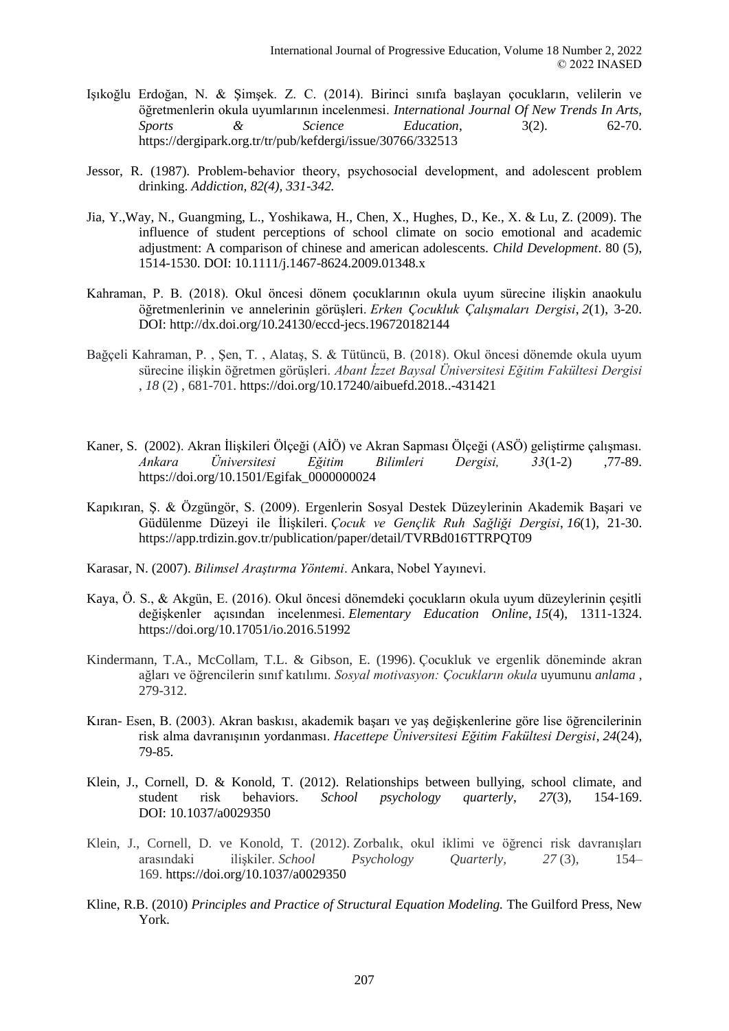Işıkoğlu Erdoğan, N. & Şimşek. Z. C. (2014). Birinci sınıfa başlayan çocukların, velilerin ve öğretmenlerin okula uyumlarının incelenmesi. *International Journal Of New Trends In Arts, Sports & Science Education*, 3(2). 62-70. https://dergipark.org.tr/tr/pub/kefdergi/issue/30766/332513

Jessor, R. (1987). Problem-behavior theory, psychosocial development, and adolescent problem drinking. *Addiction, 82(4), 331-342.*

Jia, Y.,Way, N., Guangming, L., Yoshikawa, H., Chen, X., Hughes, D., Ke., X. & Lu, Z. (2009). The influence of student perceptions of school climate on socio emotional and academic adjustment: A comparison of chinese and american adolescents. *Child Development*. 80 (5), 1514-1530. DOI: 10.1111/j.1467-8624.2009.01348.x

Kahraman, P. B. (2018). Okul öncesi dönem çocuklarının okula uyum sürecine ilişkin anaokulu öğretmenlerinin ve annelerinin görüşleri. *Erken Çocukluk Çalışmaları Dergisi*, *2*(1), 3-20. DOI: http://dx.doi.org/10.24130/eccd-jecs.196720182144

Bağçeli Kahraman, P. , Şen, T. , Alataş, S. & Tütüncü, B. (2018). Okul öncesi dönemde okula uyum sürecine ilişkin öğretmen görüşleri. *Abant İzzet Baysal Üniversitesi Eğitim Fakültesi Dergisi* , *18* (2) , 681-701. https://doi.org/10.17240/aibuefd.2018..-431421

Kaner, S. (2002). Akran İlişkileri Ölçeği (AİÖ) ve Akran Sapması Ölçeği (ASÖ) geliştirme çalışması. *Ankara Üniversitesi Eğitim Bilimleri Dergisi, 33*(1-2) ,77-89. https://doi.org/10.1501/Egifak_0000000024

Kapıkıran, Ş. & Özgüngör, S. (2009). Ergenlerin Sosyal Destek Düzeylerinin Akademik Başari ve Güdülenme Düzeyi ile İlişkileri. *Çocuk ve Gençlik Ruh Sağlığı Dergisi*, *16*(1), 21-30. https://app.trdizin.gov.tr/publication/paper/detail/TVRBd016TTRPQT09

Karasar, N. (2007). *Bilimsel Araştırma Yöntemi*. Ankara, Nobel Yayınevi.

Kaya, Ö. S., & Akgün, E. (2016). Okul öncesi dönemdeki çocukların okula uyum düzeylerinin çeşitli değişkenler açısından incelenmesi. *Elementary Education Online*, *15*(4), 1311-1324. https://doi.org/10.17051/io.2016.51992

Kindermann, T.A., McCollam, T.L. & Gibson, E. (1996). Çocukluk ve ergenlik döneminde akran ağları ve öğrencilerin sınıf katılımı. *Sosyal motivasyon: Çocukların okula* uyumunu *anlama* , 279-312.

Kıran- Esen, B. (2003). Akran baskısı, akademik başarı ve yaş değişkenlerine göre lise öğrencilerinin risk alma davranışının yordanması. *Hacettepe Üniversitesi Eğitim Fakültesi Dergisi*, *24*(24), 79-85.

Klein, J., Cornell, D. & Konold, T. (2012). Relationships between bullying, school climate, and student risk behaviors. *School psychology quarterly*, *27*(3), 154-169. DOI: 10.1037/a0029350

Klein, J., Cornell, D. ve Konold, T. (2012). Zorbalık, okul iklimi ve öğrenci risk davranışları arasındaki ilişkiler. *School Psychology Quarterly, 27* (3), 154–169. https://doi.org/10.1037/a0029350

Kline, R.B. (2010) *Principles and Practice of Structural Equation Modeling.* The Guilford Press, New York.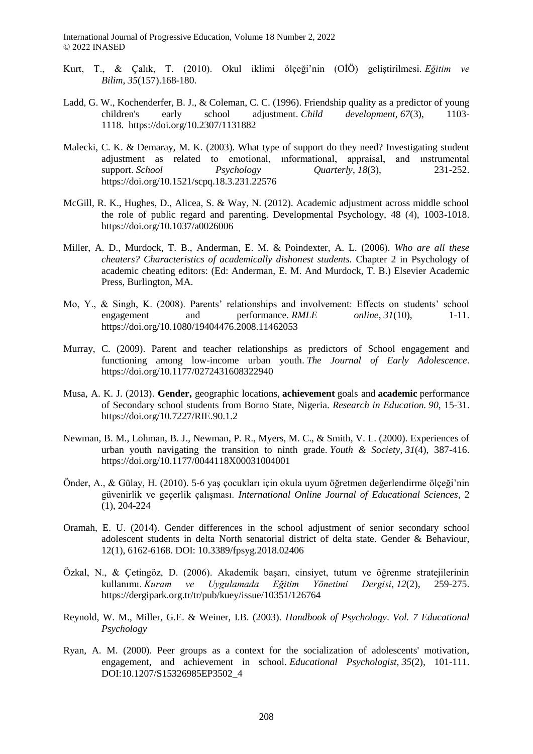Kurt, T., & Çalık, T. (2010). Okul iklimi ölçeği'nin (OİÖ) geliştirilmesi. *Eğitim ve Bilim*, *35*(157).168-180.

Ladd, G. W., Kochenderfer, B. J., & Coleman, C. C. (1996). Friendship quality as a predictor of young children's early school adjustment. *Child development*, *67*(3), 1103-1118. https://doi.org/10.2307/1131882

Malecki, C. K. & Demaray, M. K. (2003). What type of support do they need? Investigating student adjustment as related to emotional, ınformational, appraisal, and ınstrumental support. *School Psychology Quarterly*, *18*(3), 231-252. https://doi.org/10.1521/scpq.18.3.231.22576

McGill, R. K., Hughes, D., Alicea, S. & Way, N. (2012). Academic adjustment across middle school the role of public regard and parenting. Developmental Psychology, 48 (4), 1003-1018. https://doi.org/10.1037/a0026006

Miller, A. D., Murdock, T. B., Anderman, E. M. & Poindexter, A. L. (2006). *Who are all these cheaters? Characteristics of academically dishonest students.* Chapter 2 in Psychology of academic cheating editors: (Ed: Anderman, E. M. And Murdock, T. B.) Elsevier Academic Press, Burlington, MA.

Mo, Y., & Singh, K. (2008). Parents' relationships and involvement: Effects on students' school engagement and performance. *RMLE online*, *31*(10), 1-11. https://doi.org/10.1080/19404476.2008.11462053

Murray, C. (2009). Parent and teacher relationships as predictors of School engagement and functioning among low-income urban youth. *The Journal of Early Adolescence*. https://doi.org/10.1177/0272431608322940

Musa, A. K. J. (2013). **Gender,** geographic locations, **achievement** goals and **academic** performance of Secondary school students from Borno State, Nigeria. *Research in Education. 90*, 15-31. https://doi.org/10.7227/RIE.90.1.2

Newman, B. M., Lohman, B. J., Newman, P. R., Myers, M. C., & Smith, V. L. (2000). Experiences of urban youth navigating the transition to ninth grade. *Youth & Society*, *31*(4), 387-416. https://doi.org/10.1177/0044118X00031004001

Önder, A., & Gülay, H. (2010). 5-6 yaş çocukları için okula uyum öğretmen değerlendirme ölçeği'nin güvenirlik ve geçerlik çalışması. *International Online Journal of Educational Sciences*, 2 (1), 204-224

Oramah, E. U. (2014). Gender differences in the school adjustment of senior secondary school adolescent students in delta North senatorial district of delta state. Gender & Behaviour, 12(1), 6162-6168. DOI: 10.3389/fpsyg.2018.02406

Özkal, N., & Çetingöz, D. (2006). Akademik başarı, cinsiyet, tutum ve öğrenme stratejilerinin kullanımı. *Kuram ve Uygulamada Eğitim Yönetimi Dergisi*, *12*(2), 259-275. https://dergipark.org.tr/tr/pub/kuey/issue/10351/126764

Reynold, W. M., Miller, G.E. & Weiner, I.B. (2003). *Handbook of Psychology. Vol. 7 Educational Psychology*

Ryan, A. M. (2000). Peer groups as a context for the socialization of adolescents' motivation, engagement, and achievement in school. *Educational Psychologist*, *35*(2), 101-111. DOI:10.1207/S15326985EP3502_4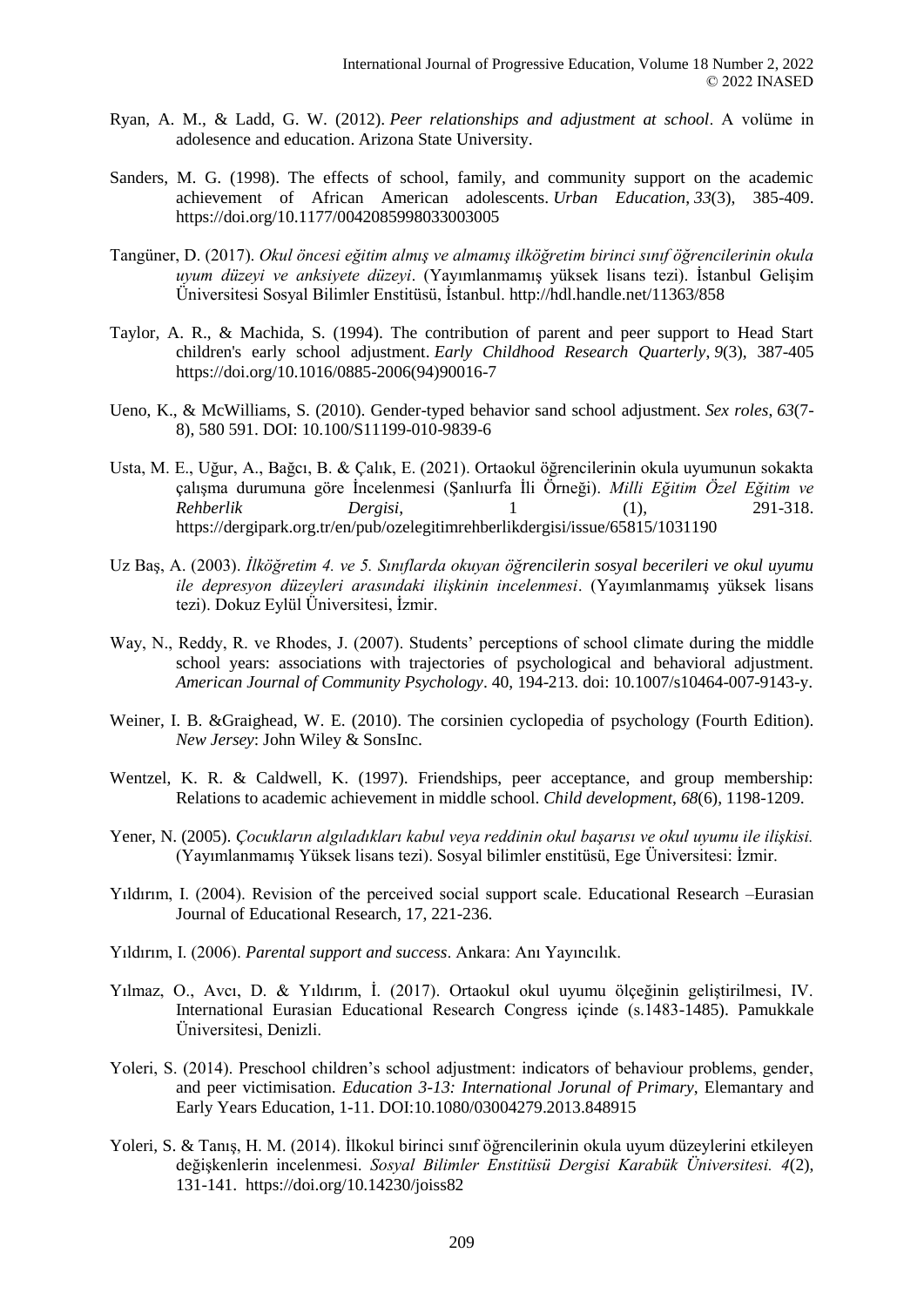Ryan, A. M., & Ladd, G. W. (2012). *Peer relationships and adjustment at school*. A volüme in adolesence and education. Arizona State University.

Sanders, M. G. (1998). The effects of school, family, and community support on the academic achievement of African American adolescents. *Urban Education*, *33*(3), 385-409. https://doi.org/10.1177/0042085998033003005

Tangüner, D. (2017). *Okul öncesi eğitim almış ve almamış ilköğretim birinci sınıf öğrencilerinin okula uyum düzeyi ve anksiyete düzeyi*. (Yayımlanmamış yüksek lisans tezi). İstanbul Gelişim Üniversitesi Sosyal Bilimler Enstitüsü, İstanbul. http://hdl.handle.net/11363/858

Taylor, A. R., & Machida, S. (1994). The contribution of parent and peer support to Head Start children's early school adjustment. *Early Childhood Research Quarterly*, *9*(3), 387-405 https://doi.org/10.1016/0885-2006(94)90016-7

Ueno, K., & McWilliams, S. (2010). Gender-typed behavior sand school adjustment. *Sex roles*, *63*(7-8), 580 591. DOI: 10.100/S11199-010-9839-6

Usta, M. E., Uğur, A., Bağcı, B. & Çalık, E. (2021). Ortaokul öğrencilerinin okula uyumunun sokakta çalışma durumuna göre İncelenmesi (Şanlıurfa İli Örneği). *Milli Eğitim Özel Eğitim ve Rehberlik Dergisi*, 1 (1), 291-318. https://dergipark.org.tr/en/pub/ozelegitimrehberlikdergisi/issue/65815/1031190

Uz Baş, A. (2003). *İlköğretim 4. ve 5. Sınıflarda okuyan öğrencilerin sosyal becerileri ve okul uyumu ile depresyon düzeyleri arasındaki ilişkinin incelenmesi*. (Yayımlanmamış yüksek lisans tezi). Dokuz Eylül Üniversitesi, İzmir.

Way, N., Reddy, R. ve Rhodes, J. (2007). Students' perceptions of school climate during the middle school years: associations with trajectories of psychological and behavioral adjustment. *American Journal of Community Psychology*. 40, 194-213. doi: 10.1007/s10464-007-9143-y.

Weiner, I. B. &Graighead, W. E. (2010). The corsinien cyclopedia of psychology (Fourth Edition). *New Jersey*: John Wiley & SonsInc.

Wentzel, K. R. & Caldwell, K. (1997). Friendships, peer acceptance, and group membership: Relations to academic achievement in middle school. *Child development*, *68*(6), 1198-1209.

Yener, N. (2005). *Çocukların algıladıkları kabul veya reddinin okul başarısı ve okul uyumu ile ilişkisi.* (Yayımlanmamış Yüksek lisans tezi). Sosyal bilimler enstitüsü, Ege Üniversitesi: İzmir.

Yıldırım, I. (2004). Revision of the perceived social support scale. Educational Research –Eurasian Journal of Educational Research, 17, 221-236.

Yıldırım, I. (2006). *Parental support and success*. Ankara: Anı Yayıncılık.

Yılmaz, O., Avcı, D. & Yıldırım, İ. (2017). Ortaokul okul uyumu ölçeğinin geliştirilmesi, IV. International Eurasian Educational Research Congress içinde (s.1483-1485). Pamukkale Üniversitesi, Denizli.

Yoleri, S. (2014). Preschool children's school adjustment: indicators of behaviour problems, gender, and peer victimisation. *Education 3-13: International Jorunal of Primary*, Elemantary and Early Years Education, 1-11. DOI:10.1080/03004279.2013.848915

Yoleri, S. & Tanış, H. M. (2014). İlkokul birinci sınıf öğrencilerinin okula uyum düzeylerini etkileyen değişkenlerin incelenmesi. *Sosyal Bilimler Enstitüsü Dergisi Karabük Üniversitesi. 4*(2), 131-141. https://doi.org/10.14230/joiss82